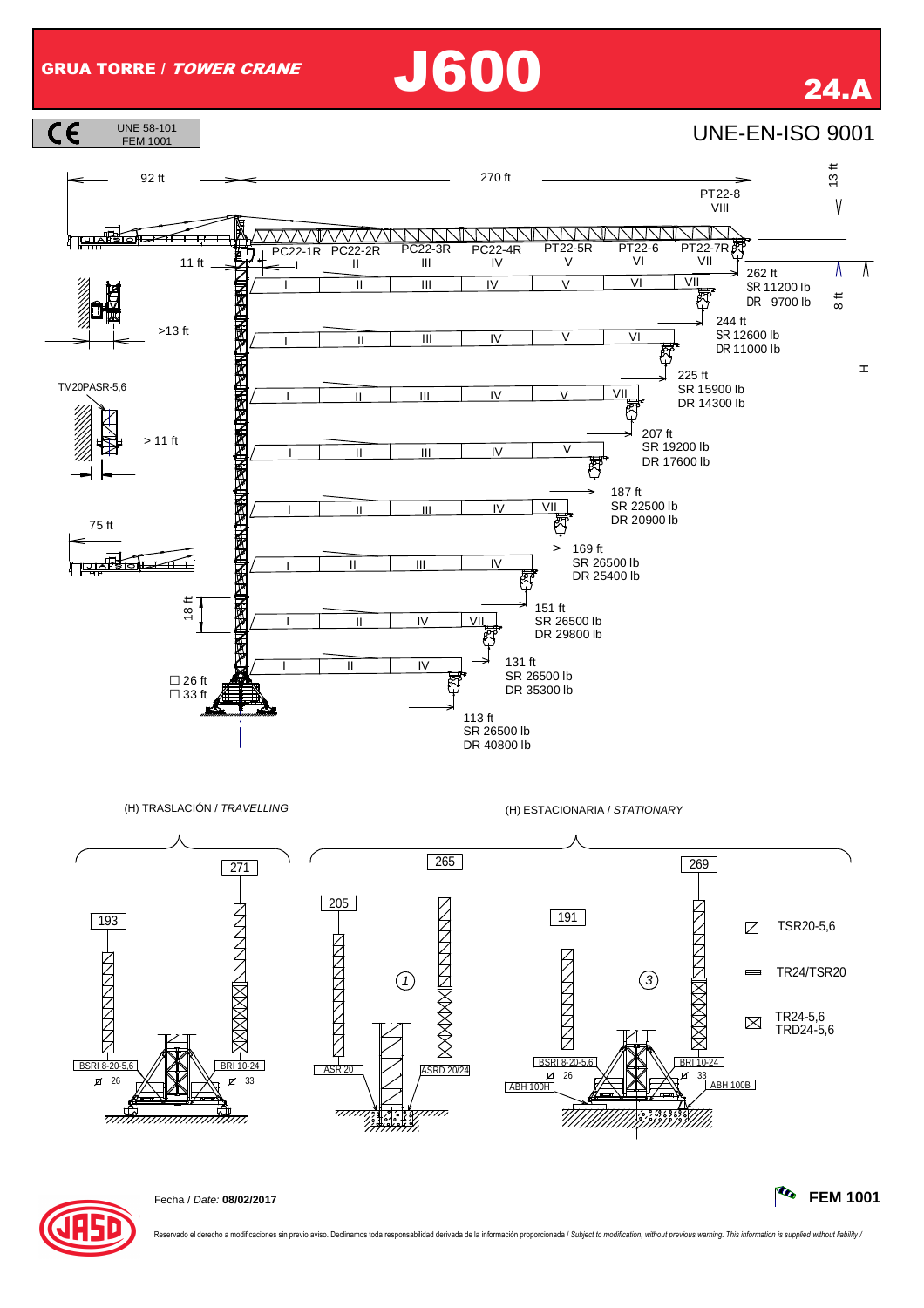# GRUA TORRE / *TOWER CRANE* J600

**24.A**

UNE 58-101
FEM 1001

UNE-EN-ISO 9001

92 ft — 270 ft — 13 ft

PT22-8 VIII

PC22-1R | PC22-2R II | PC22-3R III | PC22-4R IV | PT22-5R V | PT22-6 VI | PT22-7R VII

11 ft

>13 ft

TM20PASR-5,6

> 11 ft

75 ft

18 ft

☐ 26 ft
☐ 33 ft

8 ft

H

| Jib length | Sections | SR | DR |
|---|---|---|---|
| 262 ft | I, II, III, IV, V, VI, VII | 11200 lb | 9700 lb |
| 244 ft | I, II, III, IV, V, VI | 12600 lb | 11000 lb |
| 225 ft | I, II, III, IV, V, VII | 15900 lb | 14300 lb |
| 207 ft | I, II, III, IV, V | 19200 lb | 17600 lb |
| 187 ft | I, II, III, IV, VII | 22500 lb | 20900 lb |
| 169 ft | I, II, III, IV | 26500 lb | 25400 lb |
| 151 ft | I, II, IV, VII | 26500 lb | 29800 lb |
| 131 ft | I, II, IV | 26500 lb | 35300 lb |
| 113 ft | | 26500 lb | 40800 lb |

(H) TRASLACIÓN / *TRAVELLING*

- 193 — BSRI 8-20-5,6 — ⌀ 26
- 271 — BRI 10-24 — ⌀ 33

(H) ESTACIONARIA / *STATIONARY*

- ① 205 — ASR 20
- ① 265 — ASRD 20/24
- ③ 191 — BSRI 8-20-5,6 — ⌀ 26 — ABH 100H
- ③ 269 — BRI 10-24 — ⌀ 33 — ABH 100B

Legend:
- TSR20-5,6
- TR24/TSR20
- TR24-5,6 / TRD24-5,6

Fecha / *Date:* **08/02/2017**

**FEM 1001**

Reservado el derecho a modificaciones sin previo aviso. Declinamos toda responsabilidad derivada de la información proporcionada / *Subject to modification, without previous warning. This information is supplied without liability /*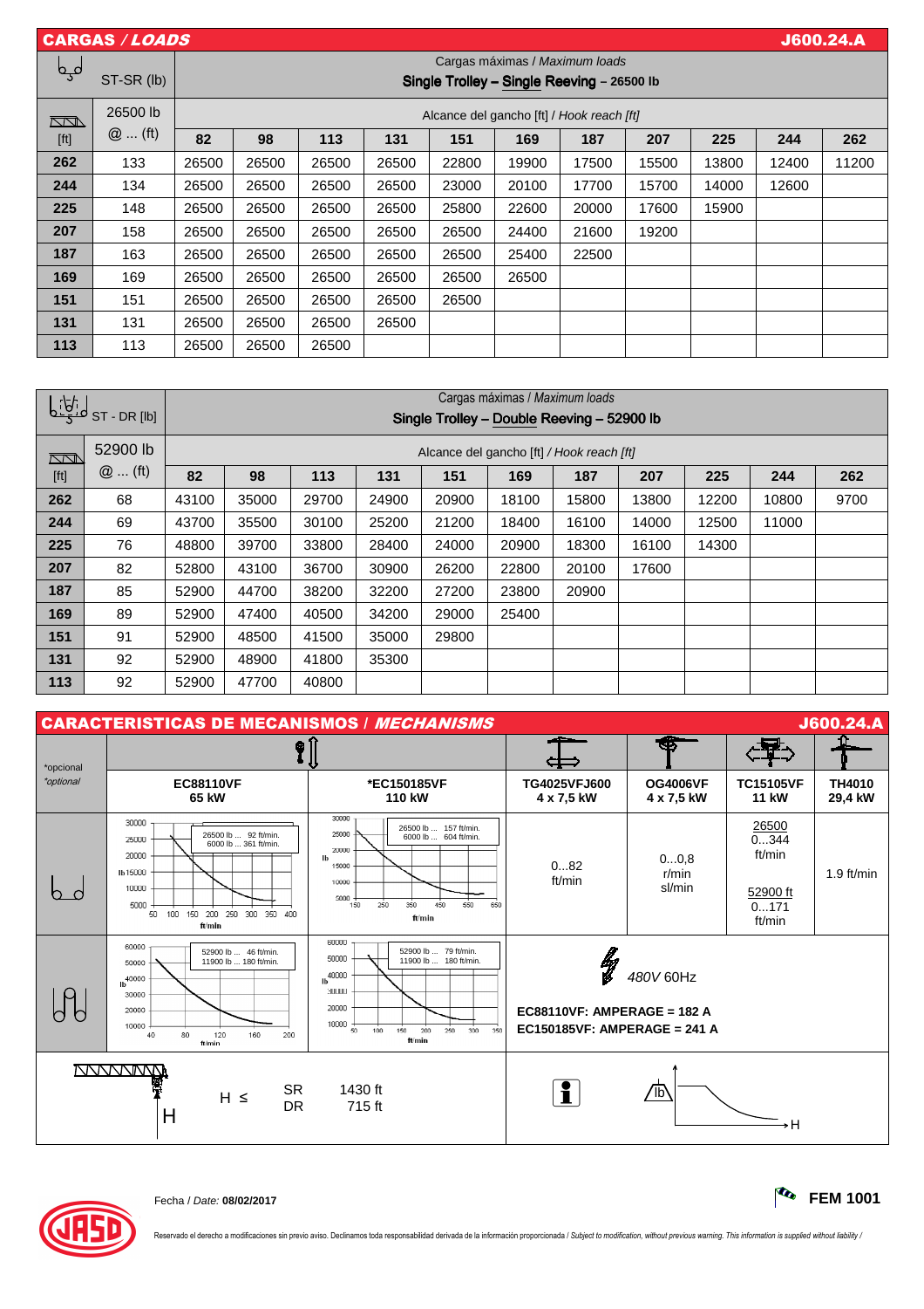## CARGAS / *LOADS* — J600.24.A

| ST-SR (lb) | | Cargas máximas / *Maximum loads* **Single Trolley – Single Reeving – 26500 lb** | | | | | | | | | | |
|---|---|---|---|---|---|---|---|---|---|---|---|---|
| [ft] | 26500 lb @ ... (ft) | Alcance del gancho [ft] / *Hook reach [ft]* | | | | | | | | | | |
| | | **82** | **98** | **113** | **131** | **151** | **169** | **187** | **207** | **225** | **244** | **262** |
| **262** | 133 | 26500 | 26500 | 26500 | 26500 | 22800 | 19900 | 17500 | 15500 | 13800 | 12400 | 11200 |
| **244** | 134 | 26500 | 26500 | 26500 | 26500 | 23000 | 20100 | 17700 | 15700 | 14000 | 12600 | |
| **225** | 148 | 26500 | 26500 | 26500 | 26500 | 25800 | 22600 | 20000 | 17600 | 15900 | | |
| **207** | 158 | 26500 | 26500 | 26500 | 26500 | 26500 | 24400 | 21600 | 19200 | | | |
| **187** | 163 | 26500 | 26500 | 26500 | 26500 | 26500 | 25400 | 22500 | | | | |
| **169** | 169 | 26500 | 26500 | 26500 | 26500 | 26500 | 26500 | | | | | |
| **151** | 151 | 26500 | 26500 | 26500 | 26500 | 26500 | | | | | | |
| **131** | 131 | 26500 | 26500 | 26500 | 26500 | | | | | | | |
| **113** | 113 | 26500 | 26500 | 26500 | | | | | | | | |

| ST - DR [lb] | | Cargas máximas / *Maximum loads* **Single Trolley – Double Reeving – 52900 lb** | | | | | | | | | | |
|---|---|---|---|---|---|---|---|---|---|---|---|---|
| [ft] | 52900 lb @ ... (ft) | Alcance del gancho [ft] / *Hook reach [ft]* | | | | | | | | | | |
| | | **82** | **98** | **113** | **131** | **151** | **169** | **187** | **207** | **225** | **244** | **262** |
| **262** | 68 | 43100 | 35000 | 29700 | 24900 | 20900 | 18100 | 15800 | 13800 | 12200 | 10800 | 9700 |
| **244** | 69 | 43700 | 35500 | 30100 | 25200 | 21200 | 18400 | 16100 | 14000 | 12500 | 11000 | |
| **225** | 76 | 48800 | 39700 | 33800 | 28400 | 24000 | 20900 | 18300 | 16100 | 14300 | | |
| **207** | 82 | 52800 | 43100 | 36700 | 30900 | 26200 | 22800 | 20100 | 17600 | | | |
| **187** | 85 | 52900 | 44700 | 38200 | 32200 | 27200 | 23800 | 20900 | | | | |
| **169** | 89 | 52900 | 47400 | 40500 | 34200 | 29000 | 25400 | | | | | |
| **151** | 91 | 52900 | 48500 | 41500 | 35000 | 29800 | | | | | | |
| **131** | 92 | 52900 | 48900 | 41800 | 35300 | | | | | | | |
| **113** | 92 | 52900 | 47700 | 40800 | | | | | | | | |

## CARACTERISTICAS DE MECANISMOS / *MECHANISMS* — J600.24.A

| *opcional / *optional* | EC88110VF 65 kW | *EC150185VF 110 kW | TG4025VFJ600 4 x 7,5 kW | OG4006VF 4 x 7,5 kW | TC15105VF 11 kW | TH4010 29,4 kW |
|---|---|---|---|---|---|---|
| SR | 26500 lb ... 92 ft/min. 6000 lb ... 361 ft/min. | 26500 lb ... 157 ft/min. 6000 lb ... 604 ft/min. | 0...82 ft/min | 0...0,8 r/min sl/min | 26500 0...344 ft/min — 52900 ft 0...171 ft/min | 1.9 ft/min |
| DR | 52900 lb ... 46 ft/min. 11900 lb ... 180 ft/min. | 52900 lb ... 79 ft/min. 11900 lb ... 180 ft/min. | 480V 60Hz<br>EC88110VF: AMPERAGE = 182 A<br>EC150185VF: AMPERAGE = 241 A | | | |

H ≤ SR 1430 ft, DR 715 ft

Fecha / *Date:* **08/02/2017**

**FEM 1001**

Reservado el derecho a modificaciones sin previo aviso. Declinamos toda responsabilidad derivada de la información proporcionada / *Subject to modification, without previous warning. This information is supplied without liability /*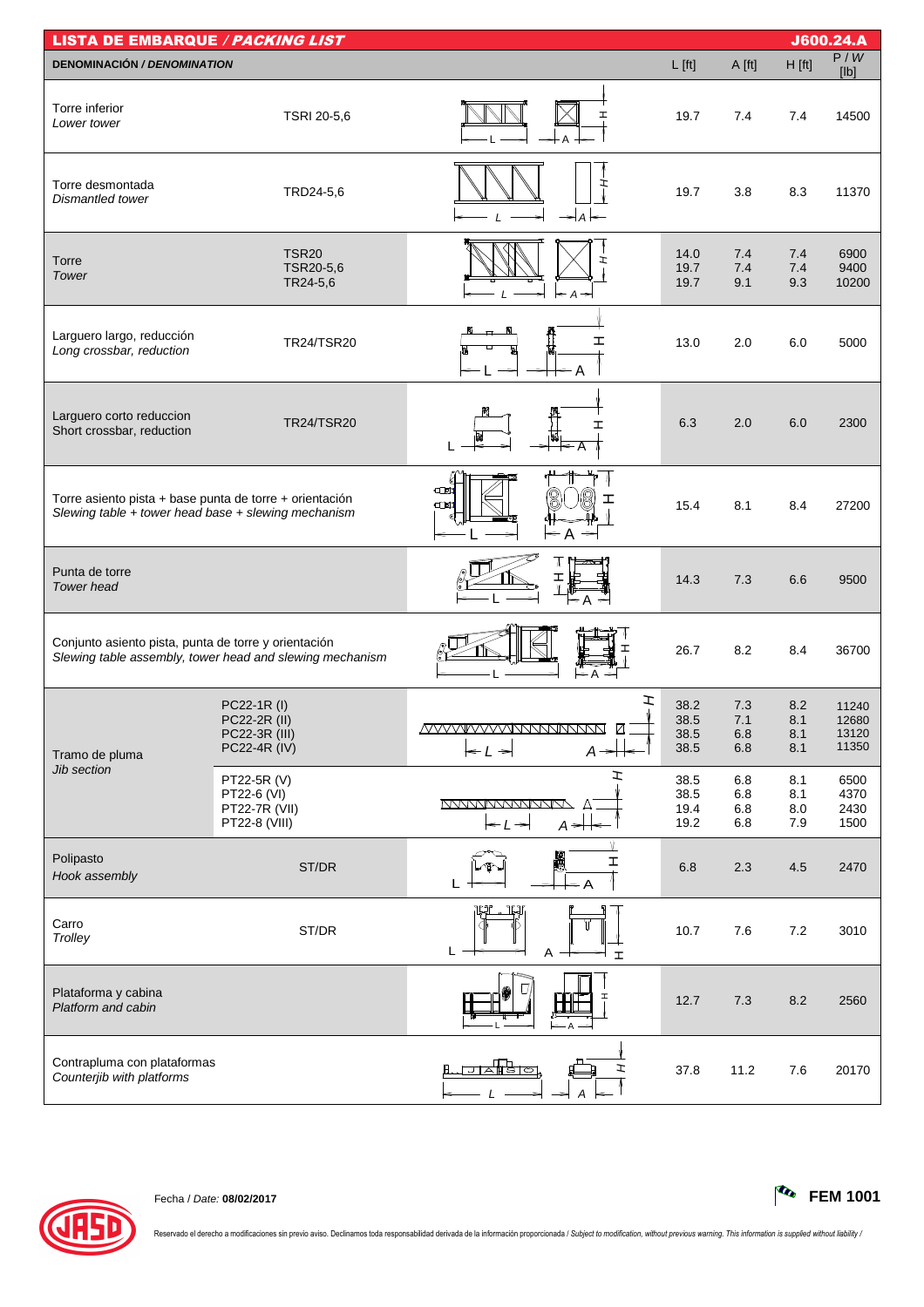# LISTA DE EMBARQUE / *PACKING LIST*

J600.24.A

| DENOMINACIÓN / *DENOMINATION* | | L [ft] | A [ft] | H [ft] | P / *W* [lb] |
|---|---|---|---|---|---|
| Torre inferior / *Lower tower* | TSRI 20-5,6 | 19.7 | 7.4 | 7.4 | 14500 |
| Torre desmontada / *Dismantled tower* | TRD24-5,6 | 19.7 | 3.8 | 8.3 | 11370 |
| Torre / *Tower* | TSR20 | 14.0 | 7.4 | 7.4 | 6900 |
| | TSR20-5,6 | 19.7 | 7.4 | 7.4 | 9400 |
| | TR24-5,6 | 19.7 | 9.1 | 9.3 | 10200 |
| Larguero largo, reducción / *Long crossbar, reduction* | TR24/TSR20 | 13.0 | 2.0 | 6.0 | 5000 |
| Larguero corto reduccion / Short crossbar, reduction | TR24/TSR20 | 6.3 | 2.0 | 6.0 | 2300 |
| Torre asiento pista + base punta de torre + orientación / *Slewing table + tower head base + slewing mechanism* | | 15.4 | 8.1 | 8.4 | 27200 |
| Punta de torre / *Tower head* | | 14.3 | 7.3 | 6.6 | 9500 |
| Conjunto asiento pista, punta de torre y orientación / *Slewing table assembly, tower head and slewing mechanism* | | 26.7 | 8.2 | 8.4 | 36700 |
| Tramo de pluma / *Jib section* | PC22-1R (I) | 38.2 | 7.3 | 8.2 | 11240 |
| | PC22-2R (II) | 38.5 | 7.1 | 8.1 | 12680 |
| | PC22-3R (III) | 38.5 | 6.8 | 8.1 | 13120 |
| | PC22-4R (IV) | 38.5 | 6.8 | 8.1 | 11350 |
| | PT22-5R (V) | 38.5 | 6.8 | 8.1 | 6500 |
| | PT22-6 (VI) | 38.5 | 6.8 | 8.1 | 4370 |
| | PT22-7R (VII) | 19.4 | 6.8 | 8.0 | 2430 |
| | PT22-8 (VIII) | 19.2 | 6.8 | 7.9 | 1500 |
| Polipasto / *Hook assembly* | ST/DR | 6.8 | 2.3 | 4.5 | 2470 |
| Carro / *Trolley* | ST/DR | 10.7 | 7.6 | 7.2 | 3010 |
| Plataforma y cabina / *Platform and cabin* | | 12.7 | 7.3 | 8.2 | 2560 |
| Contrapluma con plataformas / *Counterjib with platforms* | | 37.8 | 11.2 | 7.6 | 20170 |

Fecha / *Date:* **08/02/2017**

**FEM 1001**

Reservado el derecho a modificaciones sin previo aviso. Declinamos toda responsabilidad derivada de la información proporcionada / *Subject to modification, without previous warning. This information is supplied without liability /*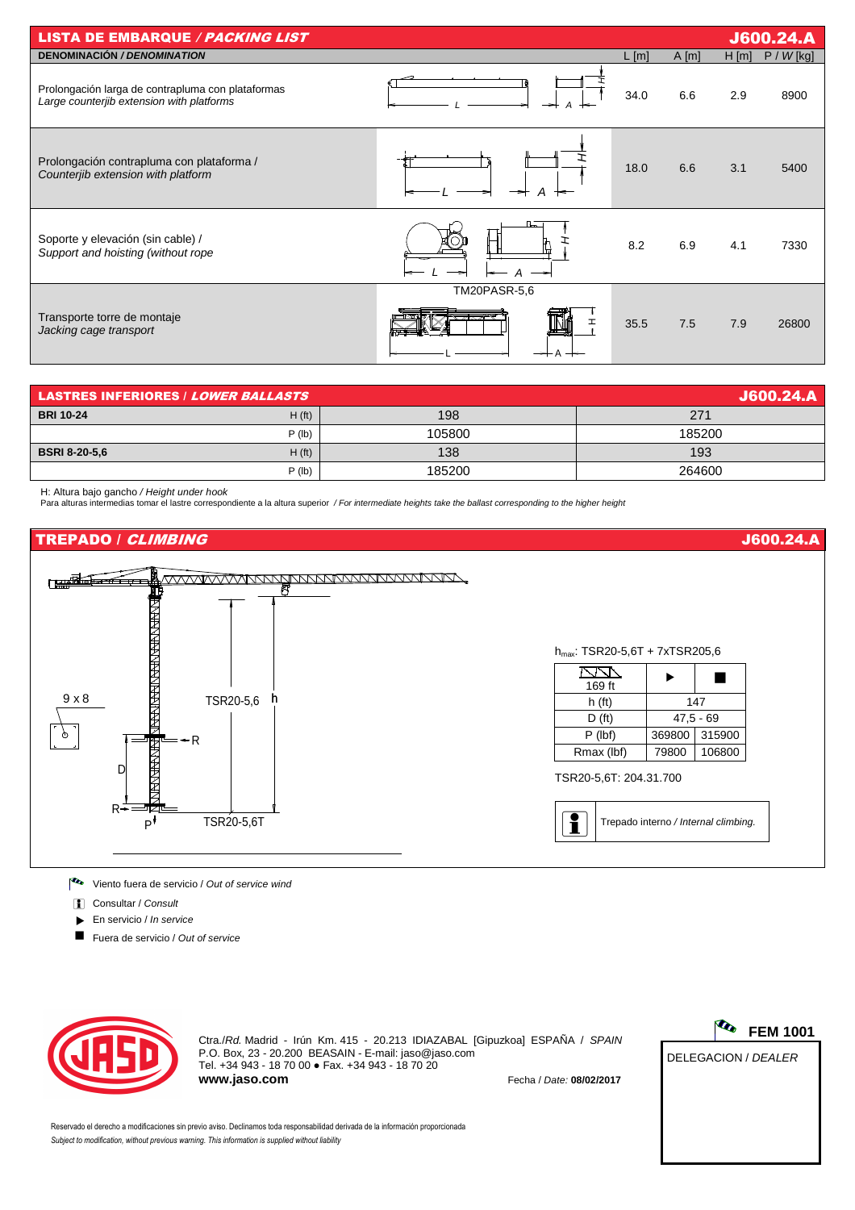## LISTA DE EMBARQUE / *PACKING LIST* — J600.24.A

| DENOMINACIÓN / *DENOMINATION* | L [m] | A [m] | H [m] | P / *W* [kg] |
|---|---|---|---|---|
| Prolongación larga de contrapluma con plataformas<br>*Large counterjib extension with platforms* | 34.0 | 6.6 | 2.9 | 8900 |
| Prolongación contrapluma con plataforma /<br>*Counterjib extension with platform* | 18.0 | 6.6 | 3.1 | 5400 |
| Soporte y elevación (sin cable) /<br>*Support and hoisting (without rope* | 8.2 | 6.9 | 4.1 | 7330 |
| Transporte torre de montaje<br>*Jacking cage transport* (TM20PASR-5,6) | 35.5 | 7.5 | 7.9 | 26800 |

## LASTRES INFERIORES / *LOWER BALLASTS* — J600.24.A

| | | | |
|---|---|---|---|
| **BRI 10-24** | H (ft) | 198 | 271 |
| | P (lb) | 105800 | 185200 |
| **BSRI 8-20-5,6** | H (ft) | 138 | 193 |
| | P (lb) | 185200 | 264600 |

H: Altura bajo gancho / *Height under hook*

Para alturas intermedias tomar el lastre correspondiente a la altura superior / *For intermediate heights take the ballast corresponding to the higher height*

## TREPADO / *CLIMBING* — J600.24.A

9 x 8

TSR20-5,6

h

R

D

R

P

TSR20-5,6T

$h_{max}$: TSR20-5,6T + 7xTSR205,6

| 169 ft | ▶ | ■ |
|---|---|---|
| h (ft) | 147 | |
| D (ft) | 47,5 - 69 | |
| P (lbf) | 369800 | 315900 |
| Rmax (lbf) | 79800 | 106800 |

TSR20-5,6T: 204.31.700

Trepado interno / *Internal climbing.*

- Viento fuera de servicio / *Out of service wind*
- Consultar / *Consult*
- ▶ En servicio / *In service*
- ■ Fuera de servicio / *Out of service*

Ctra./*Rd.* Madrid - Irún Km. 415 - 20.213 IDIAZABAL [Gipuzkoa] ESPAÑA / *SPAIN*
P.O. Box, 23 - 20.200 BEASAIN - E-mail: jaso@jaso.com
Tel. +34 943 - 18 70 00 ● Fax. +34 943 - 18 70 20
**www.jaso.com**

Fecha / *Date:* **08/02/2017**

**FEM 1001**

DELEGACION / *DEALER*

Reservado el derecho a modificaciones sin previo aviso. Declinamos toda responsabilidad derivada de la información proporcionada

*Subject to modification, without previous warning. This information is supplied without liability*